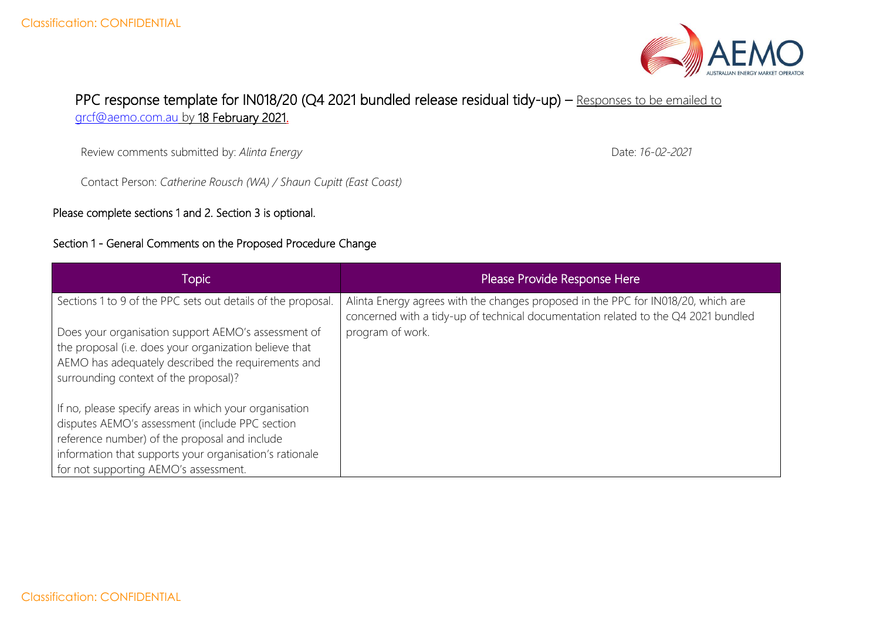# PPC response template for IN018/20 (Q4 2021 bundled release residual tidy-up) – Responses to be emailed to grcf@aemo.com.au by 18 February 2021.

Review comments submitted by: *Alinta Energy*

Date: *16-02-2021*

Contact Person: *Catherine Rousch (WA) / Shaun Cupitt (East Coast)*

Please complete sections 1 and 2. Section 3 is optional.

## Section 1 - General Comments on the Proposed Procedure Change

| Topic | Please Provide Response Here |
| --- | --- |
| Sections 1 to 9 of the PPC sets out details of the proposal.<br><br>Does your organisation support AEMO's assessment of the proposal (i.e. does your organization believe that AEMO has adequately described the requirements and surrounding context of the proposal)?<br><br>If no, please specify areas in which your organisation disputes AEMO's assessment (include PPC section reference number) of the proposal and include information that supports your organisation's rationale for not supporting AEMO's assessment. | Alinta Energy agrees with the changes proposed in the PPC for IN018/20, which are concerned with a tidy-up of technical documentation related to the Q4 2021 bundled program of work. |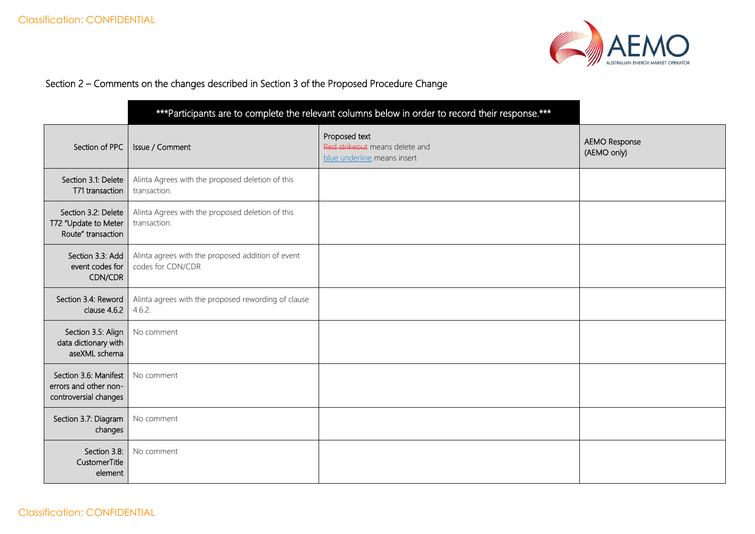Section 2 – Comments on the changes described in Section 3 of the Proposed Procedure Change

| | ***Participants are to complete the relevant columns below in order to record their response.*** | | |
|---|---|---|---|
| Section of PPC | Issue / Comment | Proposed text<br>~~Red strikeout~~ means delete and<br><u>blue underline</u> means insert | AEMO Response<br>(AEMO only) |
| Section 3.1: Delete T71 transaction | Alinta Agrees with the proposed deletion of this transaction. | | |
| Section 3.2: Delete T72 "Update to Meter Route" transaction | Alinta Agrees with the proposed deletion of this transaction. | | |
| Section 3.3: Add event codes for CDN/CDR | Alinta agrees with the proposed addition of event codes for CDN/CDR | | |
| Section 3.4: Reword clause 4.6.2 | Alinta agrees with the proposed rewording of clause 4.6.2. | | |
| Section 3.5: Align data dictionary with aseXML schema | No comment | | |
| Section 3.6: Manifest errors and other non-controversial changes | No comment | | |
| Section 3.7: Diagram changes | No comment | | |
| Section 3.8: CustomerTitle element | No comment | | |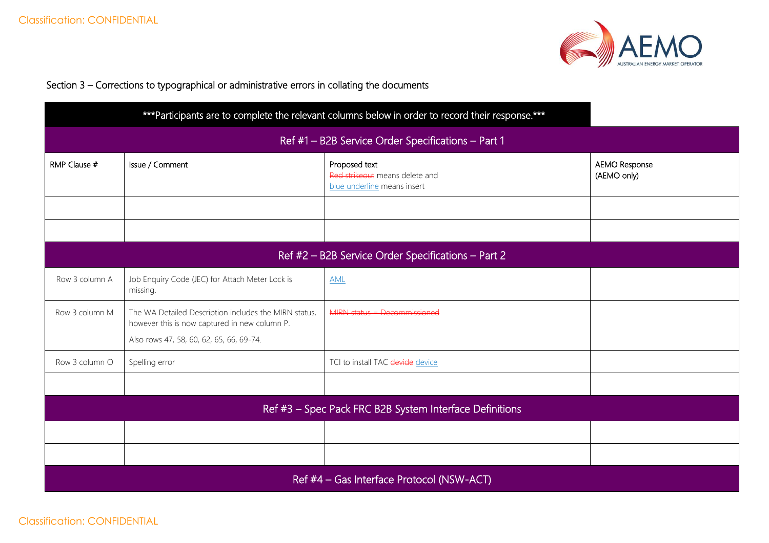Section 3 – Corrections to typographical or administrative errors in collating the documents

| ***Participants are to complete the relevant columns below in order to record their response.*** | | | |
|---|---|---|---|
| **Ref #1 – B2B Service Order Specifications – Part 1** | | | |
| RMP Clause # | Issue / Comment | Proposed text<br>~~Red strikeout~~ means delete and<br><u>blue underline</u> means insert | AEMO Response<br>(AEMO only) |
| | | | |
| | | | |
| **Ref #2 – B2B Service Order Specifications – Part 2** | | | |
| Row 3 column A | Job Enquiry Code (JEC) for Attach Meter Lock is missing. | <u>AML</u> | |
| Row 3 column M | The WA Detailed Description includes the MIRN status, however this is now captured in new column P.<br>Also rows 47, 58, 60, 62, 65, 66, 69-74. | ~~MIRN status – Decommissioned~~ | |
| Row 3 column O | Spelling error | TCI to install TAC ~~devide~~ <u>device</u> | |
| | | | |
| **Ref #3 – Spec Pack FRC B2B System Interface Definitions** | | | |
| | | | |
| | | | |
| **Ref #4 – Gas Interface Protocol (NSW-ACT)** | | | |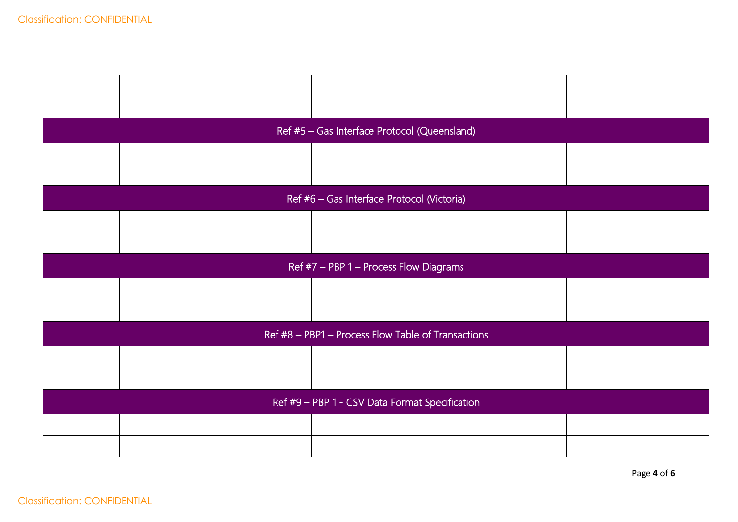| | | | |
|---|---|---|---|
| | | | |
| | | | |
| Ref #5 – Gas Interface Protocol (Queensland) | | | |
| | | | |
| | | | |
| Ref #6 – Gas Interface Protocol (Victoria) | | | |
| | | | |
| | | | |
| Ref #7 – PBP 1 – Process Flow Diagrams | | | |
| | | | |
| | | | |
| Ref #8 – PBP1 – Process Flow Table of Transactions | | | |
| | | | |
| | | | |
| Ref #9 – PBP 1 - CSV Data Format Specification | | | |
| | | | |
| | | | |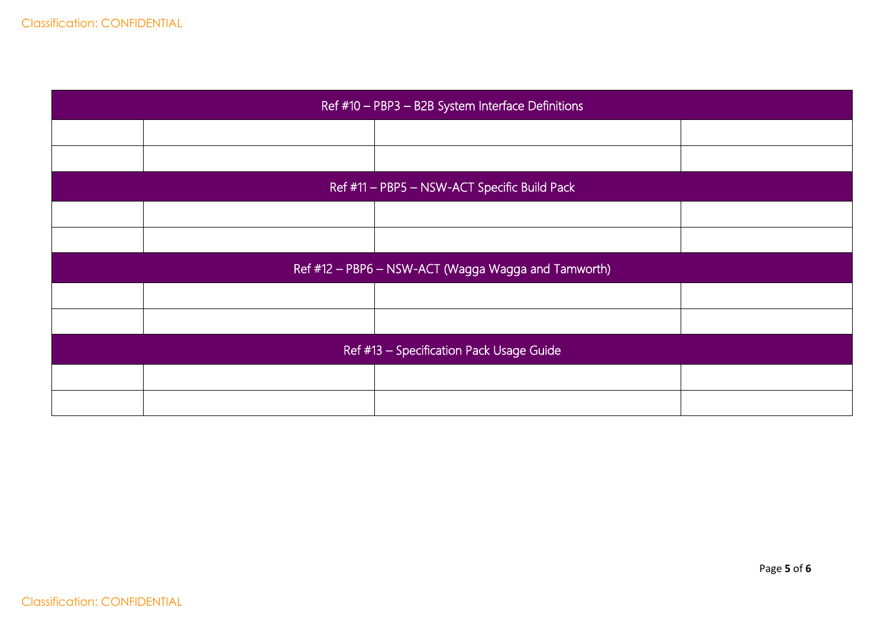| Ref #10 – PBP3 – B2B System Interface Definitions | | | |
|---|---|---|---|
| | | | |
| | | | |
| **Ref #11 – PBP5 – NSW-ACT Specific Build Pack** | | | |
| | | | |
| | | | |
| **Ref #12 – PBP6 – NSW-ACT (Wagga Wagga and Tamworth)** | | | |
| | | | |
| | | | |
| **Ref #13 – Specification Pack Usage Guide** | | | |
| | | | |
| | | | |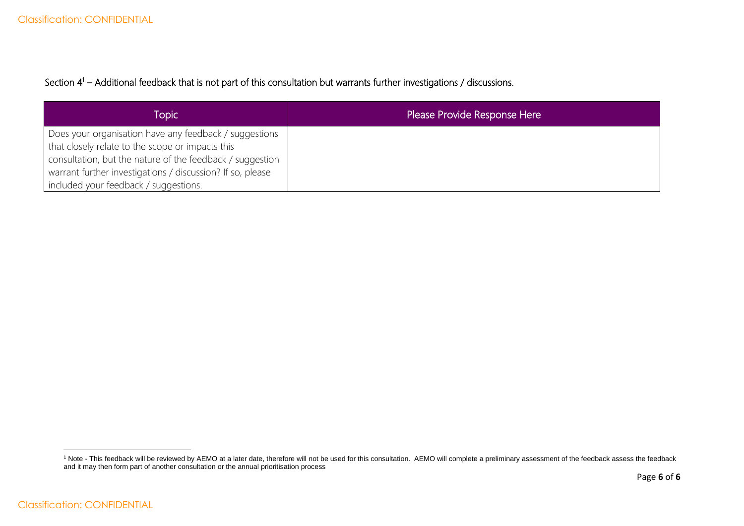Section 4[1] – Additional feedback that is not part of this consultation but warrants further investigations / discussions.

| Topic | Please Provide Response Here |
| --- | --- |
| Does your organisation have any feedback / suggestions that closely relate to the scope or impacts this consultation, but the nature of the feedback / suggestion warrant further investigations / discussion? If so, please included your feedback / suggestions. | |

[1] Note - This feedback will be reviewed by AEMO at a later date, therefore will not be used for this consultation. AEMO will complete a preliminary assessment of the feedback assess the feedback and it may then form part of another consultation or the annual prioritisation process